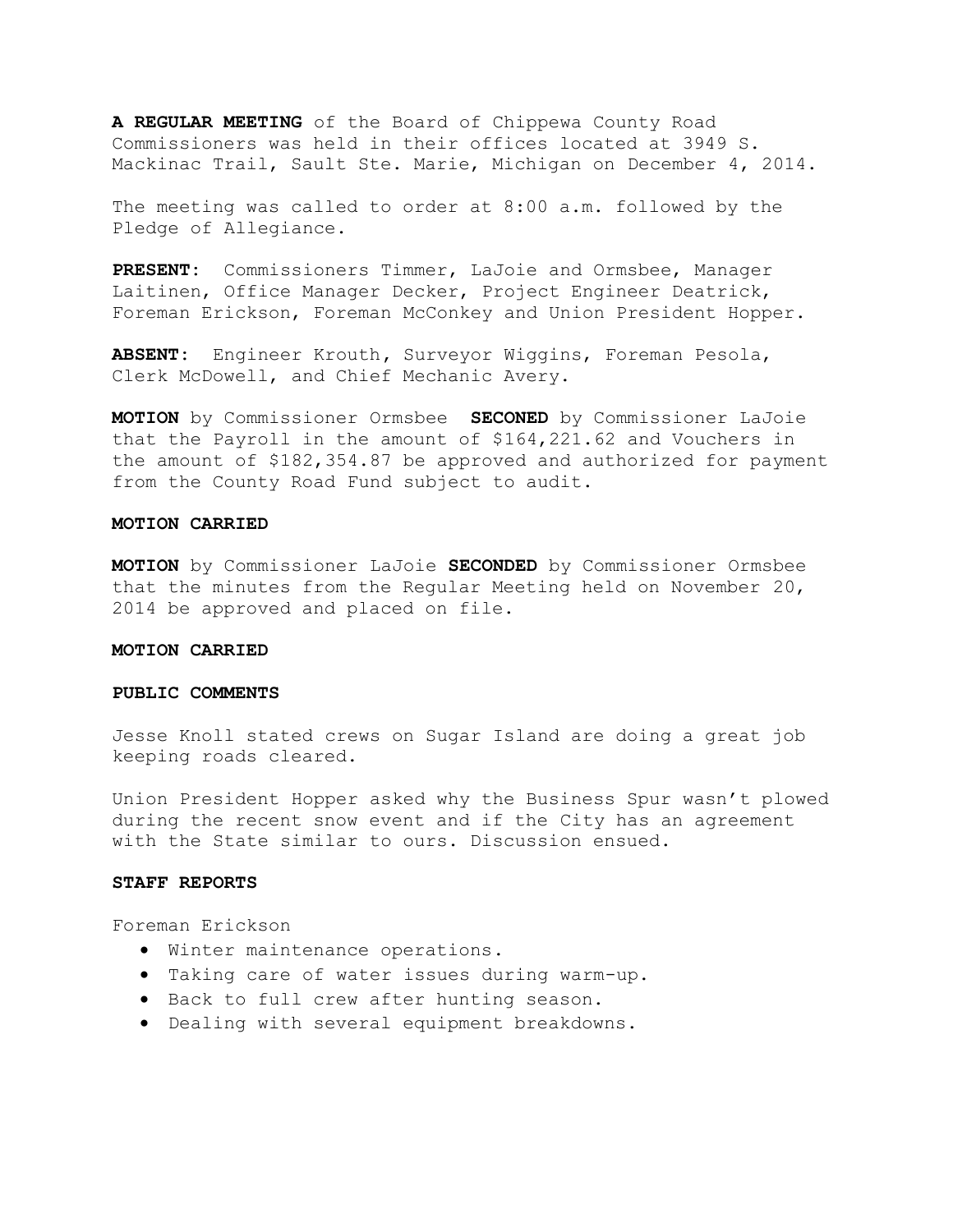**A REGULAR MEETING** of the Board of Chippewa County Road Commissioners was held in their offices located at 3949 S. Mackinac Trail, Sault Ste. Marie, Michigan on December 4, 2014.

The meeting was called to order at 8:00 a.m. followed by the Pledge of Allegiance.

**PRESENT:** Commissioners Timmer, LaJoie and Ormsbee, Manager Laitinen, Office Manager Decker, Project Engineer Deatrick, Foreman Erickson, Foreman McConkey and Union President Hopper.

**ABSENT:** Engineer Krouth, Surveyor Wiggins, Foreman Pesola, Clerk McDowell, and Chief Mechanic Avery.

**MOTION** by Commissioner Ormsbee **SECONDED** by Commissioner LaJoie that the Payroll in the amount of $164,221.62 and Vouchers in the amount of $182,354.87 be approved and authorized for payment from the County Road Fund subject to audit.

**MOTION CARRIED**

**MOTION** by Commissioner LaJoie **SECONDED** by Commissioner Ormsbee that the minutes from the Regular Meeting held on November 20, 2014 be approved and placed on file.

**MOTION CARRIED**

**PUBLIC COMMENTS**

Jesse Knoll stated crews on Sugar Island are doing a great job keeping roads cleared.

Union President Hopper asked why the Business Spur wasn't plowed during the recent snow event and if the City has an agreement with the State similar to ours. Discussion ensued.

**STAFF REPORTS**

Foreman Erickson

- Winter maintenance operations.
- Taking care of water issues during warm-up.
- Back to full crew after hunting season.
- Dealing with several equipment breakdowns.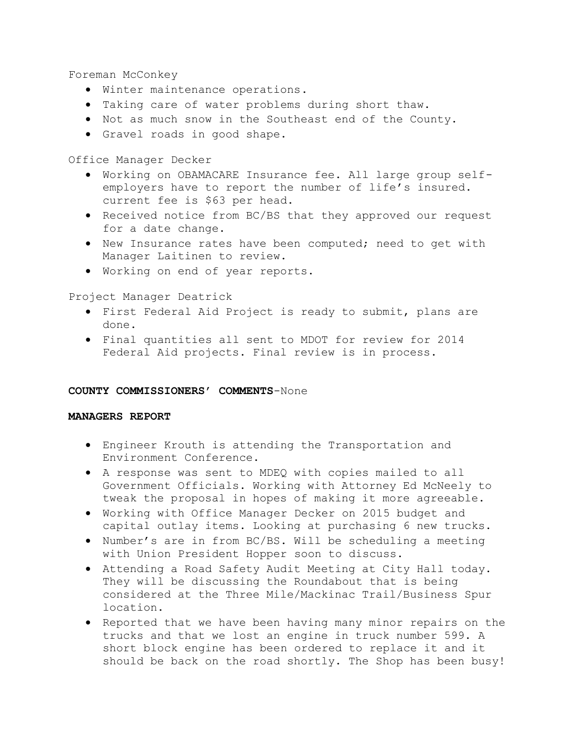Foreman McConkey

- Winter maintenance operations.
- Taking care of water problems during short thaw.
- Not as much snow in the Southeast end of the County.
- Gravel roads in good shape.

Office Manager Decker

- Working on OBAMACARE Insurance fee. All large group self-employers have to report the number of life's insured. current fee is $63 per head.
- Received notice from BC/BS that they approved our request for a date change.
- New Insurance rates have been computed; need to get with Manager Laitinen to review.
- Working on end of year reports.

Project Manager Deatrick

- First Federal Aid Project is ready to submit, plans are done.
- Final quantities all sent to MDOT for review for 2014 Federal Aid projects. Final review is in process.

**COUNTY COMMISSIONERS' COMMENTS**-None

**MANAGERS REPORT**

- Engineer Krouth is attending the Transportation and Environment Conference.
- A response was sent to MDEQ with copies mailed to all Government Officials. Working with Attorney Ed McNeely to tweak the proposal in hopes of making it more agreeable.
- Working with Office Manager Decker on 2015 budget and capital outlay items. Looking at purchasing 6 new trucks.
- Number's are in from BC/BS. Will be scheduling a meeting with Union President Hopper soon to discuss.
- Attending a Road Safety Audit Meeting at City Hall today. They will be discussing the Roundabout that is being considered at the Three Mile/Mackinac Trail/Business Spur location.
- Reported that we have been having many minor repairs on the trucks and that we lost an engine in truck number 599. A short block engine has been ordered to replace it and it should be back on the road shortly. The Shop has been busy!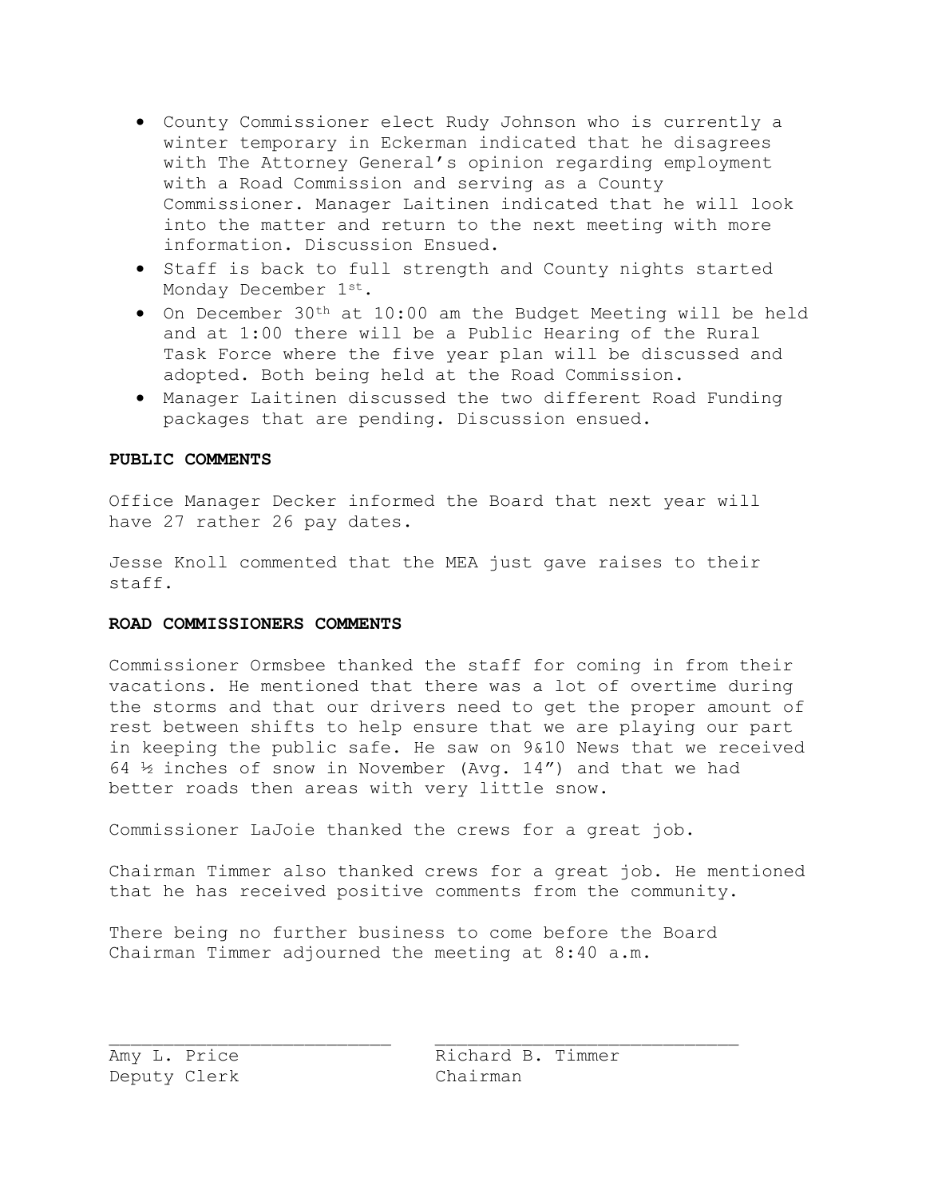- County Commissioner elect Rudy Johnson who is currently a winter temporary in Eckerman indicated that he disagrees with The Attorney General's opinion regarding employment with a Road Commission and serving as a County Commissioner. Manager Laitinen indicated that he will look into the matter and return to the next meeting with more information. Discussion Ensued.
- Staff is back to full strength and County nights started Monday December 1st.
- On December 30th at 10:00 am the Budget Meeting will be held and at 1:00 there will be a Public Hearing of the Rural Task Force where the five year plan will be discussed and adopted. Both being held at the Road Commission.
- Manager Laitinen discussed the two different Road Funding packages that are pending. Discussion ensued.

**PUBLIC COMMENTS**

Office Manager Decker informed the Board that next year will have 27 rather 26 pay dates.

Jesse Knoll commented that the MEA just gave raises to their staff.

**ROAD COMMISSIONERS COMMENTS**

Commissioner Ormsbee thanked the staff for coming in from their vacations. He mentioned that there was a lot of overtime during the storms and that our drivers need to get the proper amount of rest between shifts to help ensure that we are playing our part in keeping the public safe. He saw on 9&10 News that we received 64 ½ inches of snow in November (Avg. 14") and that we had better roads then areas with very little snow.

Commissioner LaJoie thanked the crews for a great job.

Chairman Timmer also thanked crews for a great job. He mentioned that he has received positive comments from the community.

There being no further business to come before the Board Chairman Timmer adjourned the meeting at 8:40 a.m.

| | |
|---|---|
| ______________________ | ______________________ |
| Amy L. Price | Richard B. Timmer |
| Deputy Clerk | Chairman |